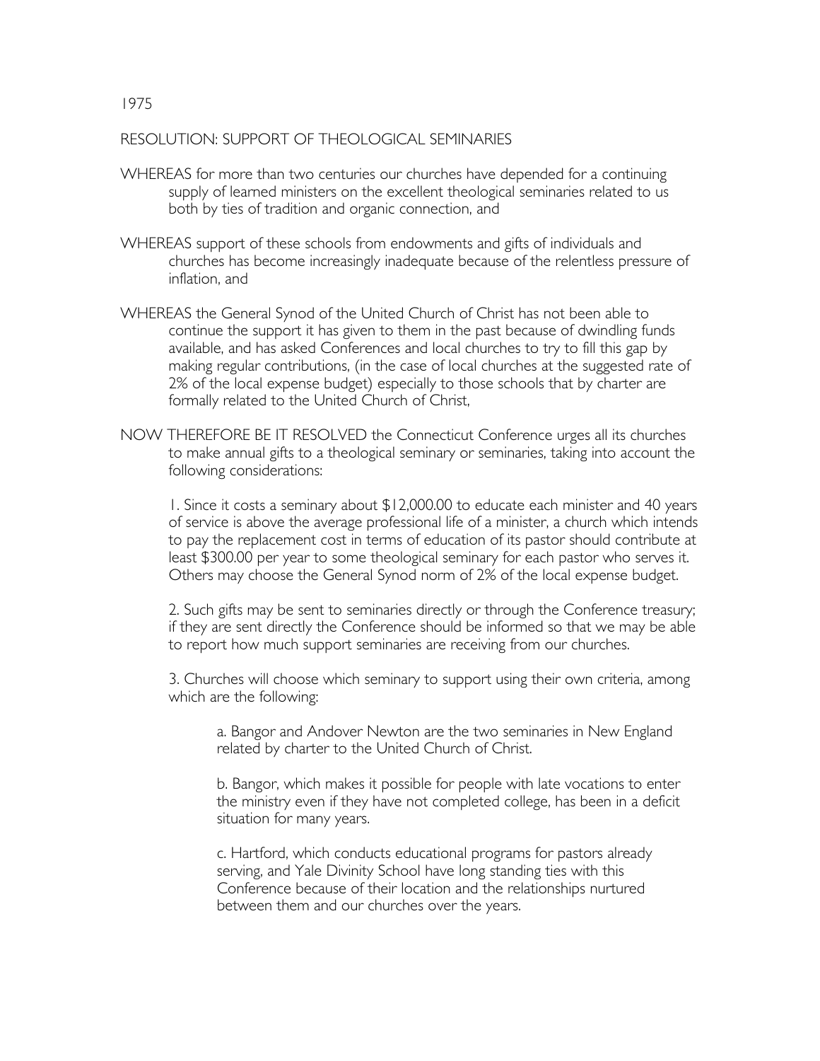1975

## RESOLUTION: SUPPORT OF THEOLOGICAL SEMINARIES

WHEREAS for more than two centuries our churches have depended for a continuing supply of learned ministers on the excellent theological seminaries related to us both by ties of tradition and organic connection, and

WHEREAS support of these schools from endowments and gifts of individuals and churches has become increasingly inadequate because of the relentless pressure of inflation, and

WHEREAS the General Synod of the United Church of Christ has not been able to continue the support it has given to them in the past because of dwindling funds available, and has asked Conferences and local churches to try to fill this gap by making regular contributions, (in the case of local churches at the suggested rate of 2% of the local expense budget) especially to those schools that by charter are formally related to the United Church of Christ,

NOW THEREFORE BE IT RESOLVED the Connecticut Conference urges all its churches to make annual gifts to a theological seminary or seminaries, taking into account the following considerations:

1. Since it costs a seminary about $12,000.00 to educate each minister and 40 years of service is above the average professional life of a minister, a church which intends to pay the replacement cost in terms of education of its pastor should contribute at least $300.00 per year to some theological seminary for each pastor who serves it. Others may choose the General Synod norm of 2% of the local expense budget.

2. Such gifts may be sent to seminaries directly or through the Conference treasury; if they are sent directly the Conference should be informed so that we may be able to report how much support seminaries are receiving from our churches.

3. Churches will choose which seminary to support using their own criteria, among which are the following:

   a. Bangor and Andover Newton are the two seminaries in New England related by charter to the United Church of Christ.

   b. Bangor, which makes it possible for people with late vocations to enter the ministry even if they have not completed college, has been in a deficit situation for many years.

   c. Hartford, which conducts educational programs for pastors already serving, and Yale Divinity School have long standing ties with this Conference because of their location and the relationships nurtured between them and our churches over the years.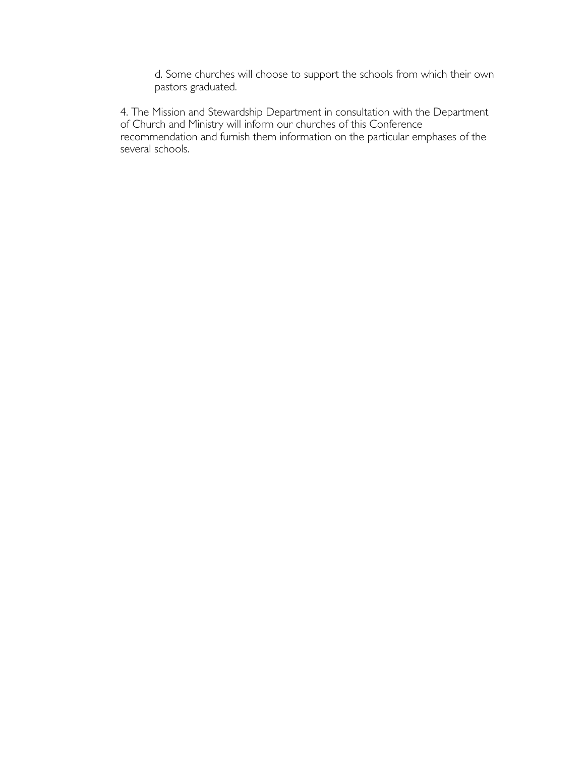d. Some churches will choose to support the schools from which their own pastors graduated.

4. The Mission and Stewardship Department in consultation with the Department of Church and Ministry will inform our churches of this Conference recommendation and furnish them information on the particular emphases of the several schools.